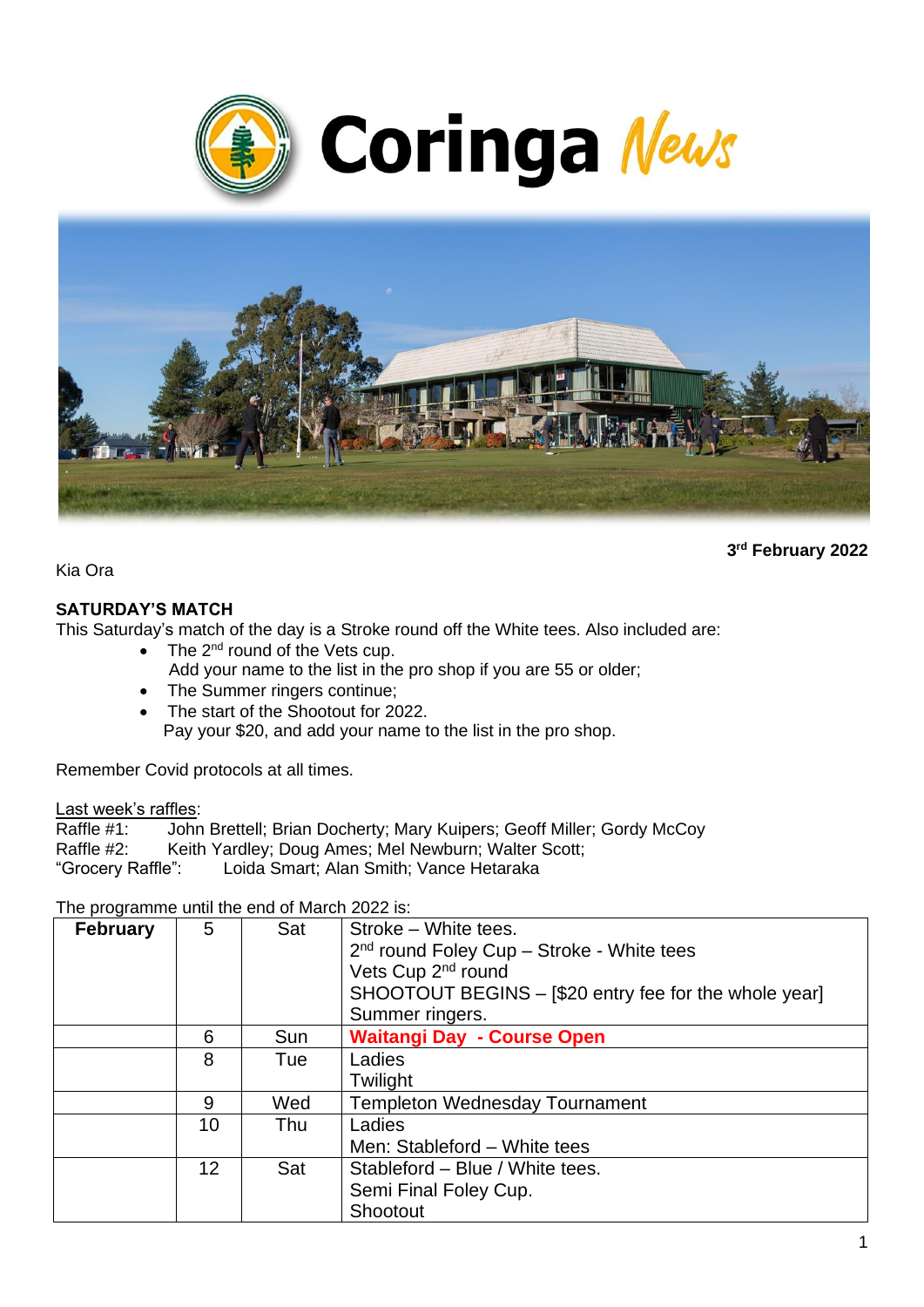# Coringa News

**3rd February 2022**

Kia Ora

**SATURDAY'S MATCH**

This Saturday's match of the day is a Stroke round off the White tees. Also included are:

- The 2nd round of the Vets cup.
  Add your name to the list in the pro shop if you are 55 or older;
- The Summer ringers continue;
- The start of the Shootout for 2022.
  Pay your $20, and add your name to the list in the pro shop.

Remember Covid protocols at all times.

Last week's raffles:

Raffle #1: John Brettell; Brian Docherty; Mary Kuipers; Geoff Miller; Gordy McCoy
Raffle #2: Keith Yardley; Doug Ames; Mel Newburn; Walter Scott;
"Grocery Raffle": Loida Smart; Alan Smith; Vance Hetaraka

The programme until the end of March 2022 is:

| **February** | 5 | Sat | Stroke – White tees.<br>2nd round Foley Cup – Stroke - White tees<br>Vets Cup 2nd round<br>SHOOTOUT BEGINS – [$20 entry fee for the whole year]<br>Summer ringers. |
|---|---|---|---|
| | 6 | Sun | **Waitangi Day - Course Open** |
| | 8 | Tue | Ladies<br>Twilight |
| | 9 | Wed | Templeton Wednesday Tournament |
| | 10 | Thu | Ladies<br>Men: Stableford – White tees |
| | 12 | Sat | Stableford – Blue / White tees.<br>Semi Final Foley Cup.<br>Shootout |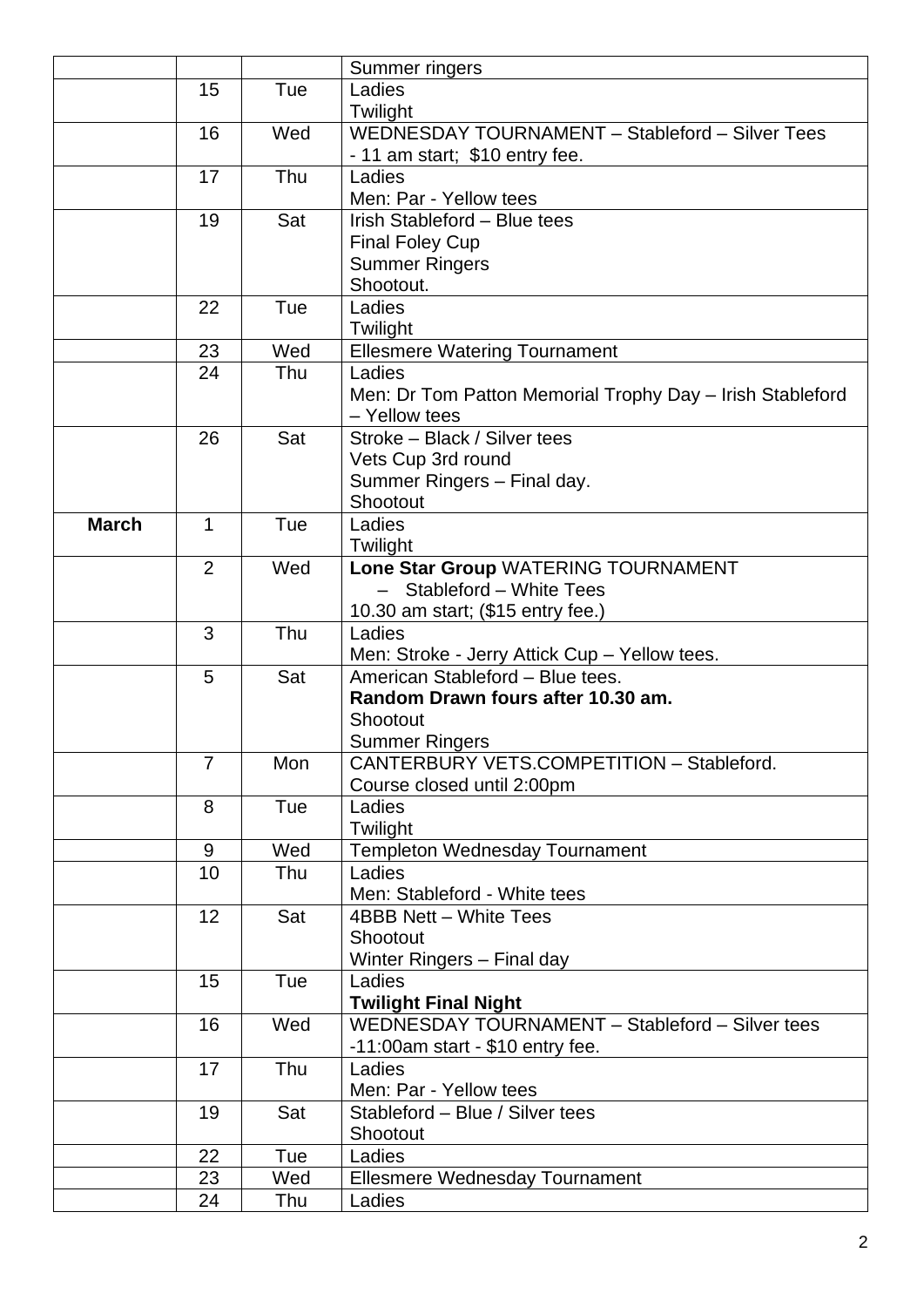| | | | |
|---|---|---|---|
| | | | Summer ringers |
| | 15 | Tue | Ladies<br>Twilight |
| | 16 | Wed | WEDNESDAY TOURNAMENT – Stableford – Silver Tees<br>- 11 am start; $10 entry fee. |
| | 17 | Thu | Ladies<br>Men: Par - Yellow tees |
| | 19 | Sat | Irish Stableford – Blue tees<br>Final Foley Cup<br>Summer Ringers<br>Shootout. |
| | 22 | Tue | Ladies<br>Twilight |
| | 23 | Wed | Ellesmere Watering Tournament |
| | 24 | Thu | Ladies<br>Men: Dr Tom Patton Memorial Trophy Day – Irish Stableford – Yellow tees |
| | 26 | Sat | Stroke – Black / Silver tees<br>Vets Cup 3rd round<br>Summer Ringers – Final day.<br>Shootout |
| **March** | 1 | Tue | Ladies<br>Twilight |
| | 2 | Wed | **Lone Star Group** WATERING TOURNAMENT<br>– Stableford – White Tees<br>10.30 am start; ($15 entry fee.) |
| | 3 | Thu | Ladies<br>Men: Stroke - Jerry Attick Cup – Yellow tees. |
| | 5 | Sat | American Stableford – Blue tees.<br>**Random Drawn fours after 10.30 am.**<br>Shootout<br>Summer Ringers |
| | 7 | Mon | CANTERBURY VETS.COMPETITION – Stableford.<br>Course closed until 2:00pm |
| | 8 | Tue | Ladies<br>Twilight |
| | 9 | Wed | Templeton Wednesday Tournament |
| | 10 | Thu | Ladies<br>Men: Stableford - White tees |
| | 12 | Sat | 4BBB Nett – White Tees<br>Shootout<br>Winter Ringers – Final day |
| | 15 | Tue | Ladies<br>**Twilight Final Night** |
| | 16 | Wed | WEDNESDAY TOURNAMENT – Stableford – Silver tees<br>-11:00am start - $10 entry fee. |
| | 17 | Thu | Ladies<br>Men: Par - Yellow tees |
| | 19 | Sat | Stableford – Blue / Silver tees<br>Shootout |
| | 22 | Tue | Ladies |
| | 23 | Wed | Ellesmere Wednesday Tournament |
| | 24 | Thu | Ladies |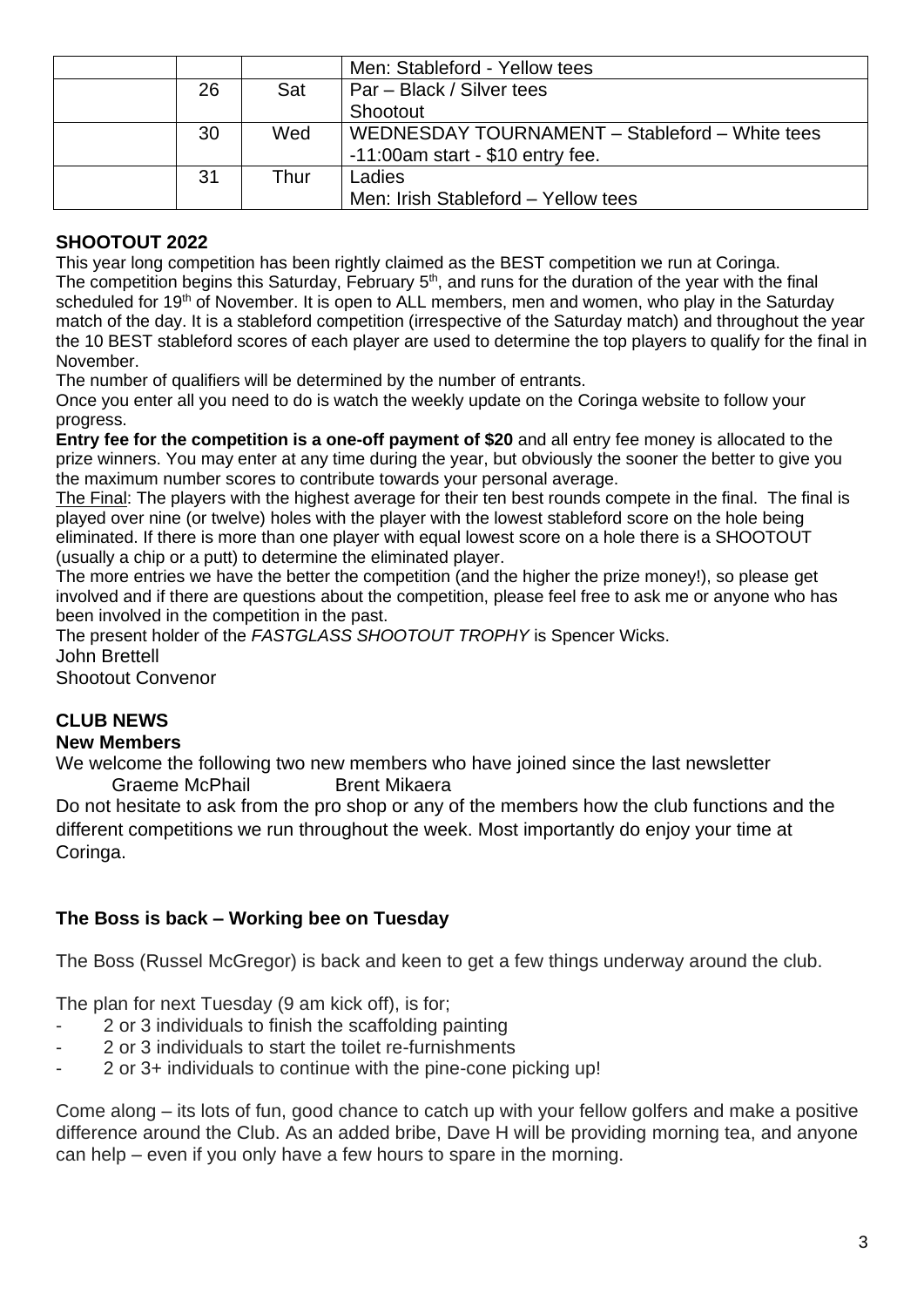| | | | |
|---|---|---|---|
| | | | Men: Stableford - Yellow tees |
| | 26 | Sat | Par – Black / Silver tees<br>Shootout |
| | 30 | Wed | WEDNESDAY TOURNAMENT – Stableford – White tees<br>-11:00am start - $20 entry fee. |
| | 31 | Thur | Ladies<br>Men: Irish Stableford – Yellow tees |

## SHOOTOUT 2022

This year long competition has been rightly claimed as the BEST competition we run at Coringa.
The competition begins this Saturday, February 5th, and runs for the duration of the year with the final scheduled for 19th of November. It is open to ALL members, men and women, who play in the Saturday match of the day. It is a stableford competition (irrespective of the Saturday match) and throughout the year the 10 BEST stableford scores of each player are used to determine the top players to qualify for the final in November.

The number of qualifiers will be determined by the number of entrants.

Once you enter all you need to do is watch the weekly update on the Coringa website to follow your progress.

**Entry fee for the competition is a one-off payment of $20** and all entry fee money is allocated to the prize winners. You may enter at any time during the year, but obviously the sooner the better to give you the maximum number scores to contribute towards your personal average.

The Final: The players with the highest average for their ten best rounds compete in the final. The final is played over nine (or twelve) holes with the player with the lowest stableford score on the hole being eliminated. If there is more than one player with equal lowest score on a hole there is a SHOOTOUT (usually a chip or a putt) to determine the eliminated player.

The more entries we have the better the competition (and the higher the prize money!), so please get involved and if there are questions about the competition, please feel free to ask me or anyone who has been involved in the competition in the past.

The present holder of the *FASTGLASS SHOOTOUT TROPHY* is Spencer Wicks.

John Brettell
Shootout Convenor

## CLUB NEWS

### New Members

We welcome the following two new members who have joined since the last newsletter

Graeme McPhail    Brent Mikaera

Do not hesitate to ask from the pro shop or any of the members how the club functions and the different competitions we run throughout the week. Most importantly do enjoy your time at Coringa.

### The Boss is back – Working bee on Tuesday

The Boss (Russel McGregor) is back and keen to get a few things underway around the club.

The plan for next Tuesday (9 am kick off), is for;

- 2 or 3 individuals to finish the scaffolding painting
- 2 or 3 individuals to start the toilet re-furnishments
- 2 or 3+ individuals to continue with the pine-cone picking up!

Come along – its lots of fun, good chance to catch up with your fellow golfers and make a positive difference around the Club. As an added bribe, Dave H will be providing morning tea, and anyone can help – even if you only have a few hours to spare in the morning.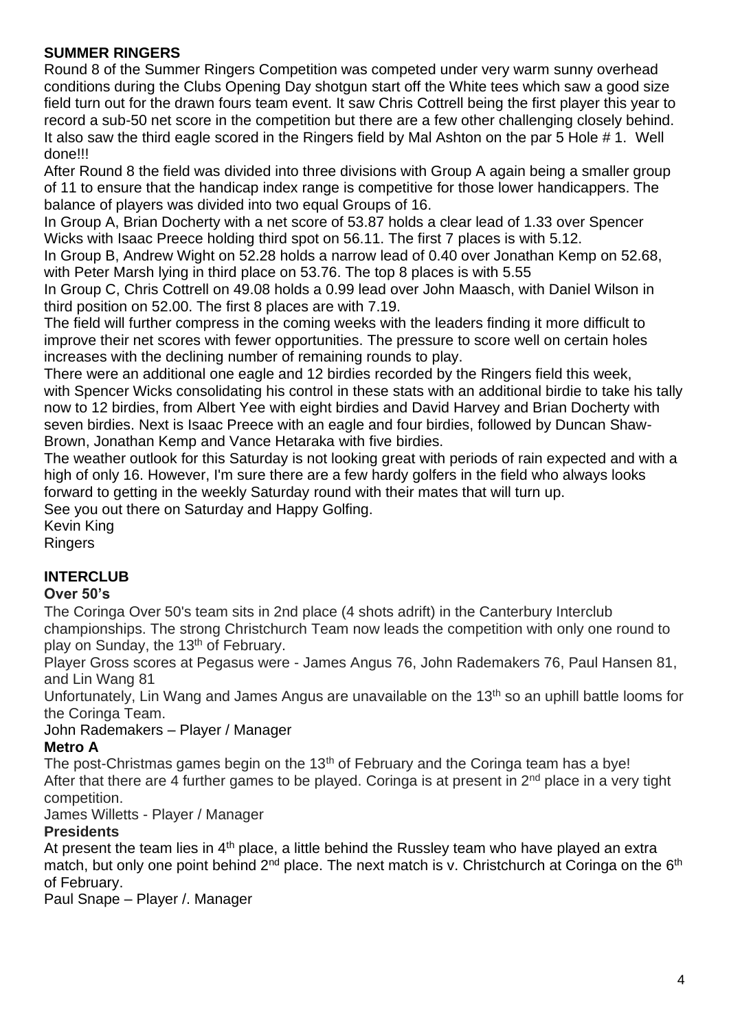## SUMMER RINGERS

Round 8 of the Summer Ringers Competition was competed under very warm sunny overhead conditions during the Clubs Opening Day shotgun start off the White tees which saw a good size field turn out for the drawn fours team event. It saw Chris Cottrell being the first player this year to record a sub-50 net score in the competition but there are a few other challenging closely behind. It also saw the third eagle scored in the Ringers field by Mal Ashton on the par 5 Hole # 1. Well done!!!

After Round 8 the field was divided into three divisions with Group A again being a smaller group of 11 to ensure that the handicap index range is competitive for those lower handicappers. The balance of players was divided into two equal Groups of 16.

In Group A, Brian Docherty with a net score of 53.87 holds a clear lead of 1.33 over Spencer Wicks with Isaac Preece holding third spot on 56.11. The first 7 places is with 5.12.

In Group B, Andrew Wight on 52.28 holds a narrow lead of 0.40 over Jonathan Kemp on 52.68, with Peter Marsh lying in third place on 53.76. The top 8 places is with 5.55

In Group C, Chris Cottrell on 49.08 holds a 0.99 lead over John Maasch, with Daniel Wilson in third position on 52.00. The first 8 places are with 7.19.

The field will further compress in the coming weeks with the leaders finding it more difficult to improve their net scores with fewer opportunities. The pressure to score well on certain holes increases with the declining number of remaining rounds to play.

There were an additional one eagle and 12 birdies recorded by the Ringers field this week, with Spencer Wicks consolidating his control in these stats with an additional birdie to take his tally now to 12 birdies, from Albert Yee with eight birdies and David Harvey and Brian Docherty with seven birdies. Next is Isaac Preece with an eagle and four birdies, followed by Duncan Shaw-Brown, Jonathan Kemp and Vance Hetaraka with five birdies.

The weather outlook for this Saturday is not looking great with periods of rain expected and with a high of only 16. However, I'm sure there are a few hardy golfers in the field who always looks forward to getting in the weekly Saturday round with their mates that will turn up.

See you out there on Saturday and Happy Golfing.

Kevin King
Ringers

## INTERCLUB

### Over 50's

The Coringa Over 50's team sits in 2nd place (4 shots adrift) in the Canterbury Interclub championships. The strong Christchurch Team now leads the competition with only one round to play on Sunday, the 13th of February.

Player Gross scores at Pegasus were - James Angus 76, John Rademakers 76, Paul Hansen 81, and Lin Wang 81

Unfortunately, Lin Wang and James Angus are unavailable on the 13th so an uphill battle looms for the Coringa Team.

John Rademakers – Player / Manager

### Metro A

The post-Christmas games begin on the 13th of February and the Coringa team has a bye! After that there are 4 further games to be played. Coringa is at present in 2nd place in a very tight competition.

James Willetts - Player / Manager

### Presidents

At present the team lies in 4th place, a little behind the Russley team who have played an extra match, but only one point behind 2nd place. The next match is v. Christchurch at Coringa on the 6th of February.

Paul Snape – Player /. Manager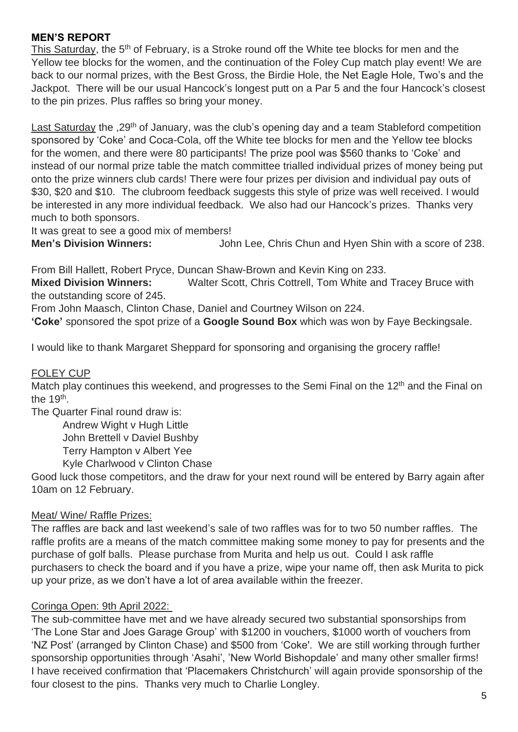**MEN'S REPORT**

This Saturday, the 5th of February, is a Stroke round off the White tee blocks for men and the Yellow tee blocks for the women, and the continuation of the Foley Cup match play event! We are back to our normal prizes, with the Best Gross, the Birdie Hole, the Net Eagle Hole, Two's and the Jackpot. There will be our usual Hancock's longest putt on a Par 5 and the four Hancock's closest to the pin prizes. Plus raffles so bring your money.

Last Saturday the ,29th of January, was the club's opening day and a team Stableford competition sponsored by 'Coke' and Coca-Cola, off the White tee blocks for men and the Yellow tee blocks for the women, and there were 80 participants! The prize pool was $560 thanks to 'Coke' and instead of our normal prize table the match committee trialled individual prizes of money being put onto the prize winners club cards! There were four prizes per division and individual pay outs of $30, $20 and $10. The clubroom feedback suggests this style of prize was well received. I would be interested in any more individual feedback. We also had our Hancock's prizes. Thanks very much to both sponsors.

It was great to see a good mix of members!

**Men's Division Winners:** John Lee, Chris Chun and Hyen Shin with a score of 238.

From Bill Hallett, Robert Pryce, Duncan Shaw-Brown and Kevin King on 233.

**Mixed Division Winners:** Walter Scott, Chris Cottrell, Tom White and Tracey Bruce with the outstanding score of 245.

From John Maasch, Clinton Chase, Daniel and Courtney Wilson on 224.

**'Coke'** sponsored the spot prize of a **Google Sound Box** which was won by Faye Beckingsale.

I would like to thank Margaret Sheppard for sponsoring and organising the grocery raffle!

FOLEY CUP

Match play continues this weekend, and progresses to the Semi Final on the 12th and the Final on the 19th.

The Quarter Final round draw is:

- Andrew Wight v Hugh Little
- John Brettell v Daviel Bushby
- Terry Hampton v Albert Yee
- Kyle Charlwood v Clinton Chase

Good luck those competitors, and the draw for your next round will be entered by Barry again after 10am on 12 February.

Meat/ Wine/ Raffle Prizes:

The raffles are back and last weekend's sale of two raffles was for to two 50 number raffles. The raffle profits are a means of the match committee making some money to pay for presents and the purchase of golf balls. Please purchase from Murita and help us out. Could I ask raffle purchasers to check the board and if you have a prize, wipe your name off, then ask Murita to pick up your prize, as we don't have a lot of area available within the freezer.

Coringa Open: 9th April 2022:

The sub-committee have met and we have already secured two substantial sponsorships from 'The Lone Star and Joes Garage Group' with $1200 in vouchers, $1000 worth of vouchers from 'NZ Post' (arranged by Clinton Chase) and $500 from 'Coke'. We are still working through further sponsorship opportunities through 'Asahi', 'New World Bishopdale' and many other smaller firms! I have received confirmation that 'Placemakers Christchurch' will again provide sponsorship of the four closest to the pins. Thanks very much to Charlie Longley.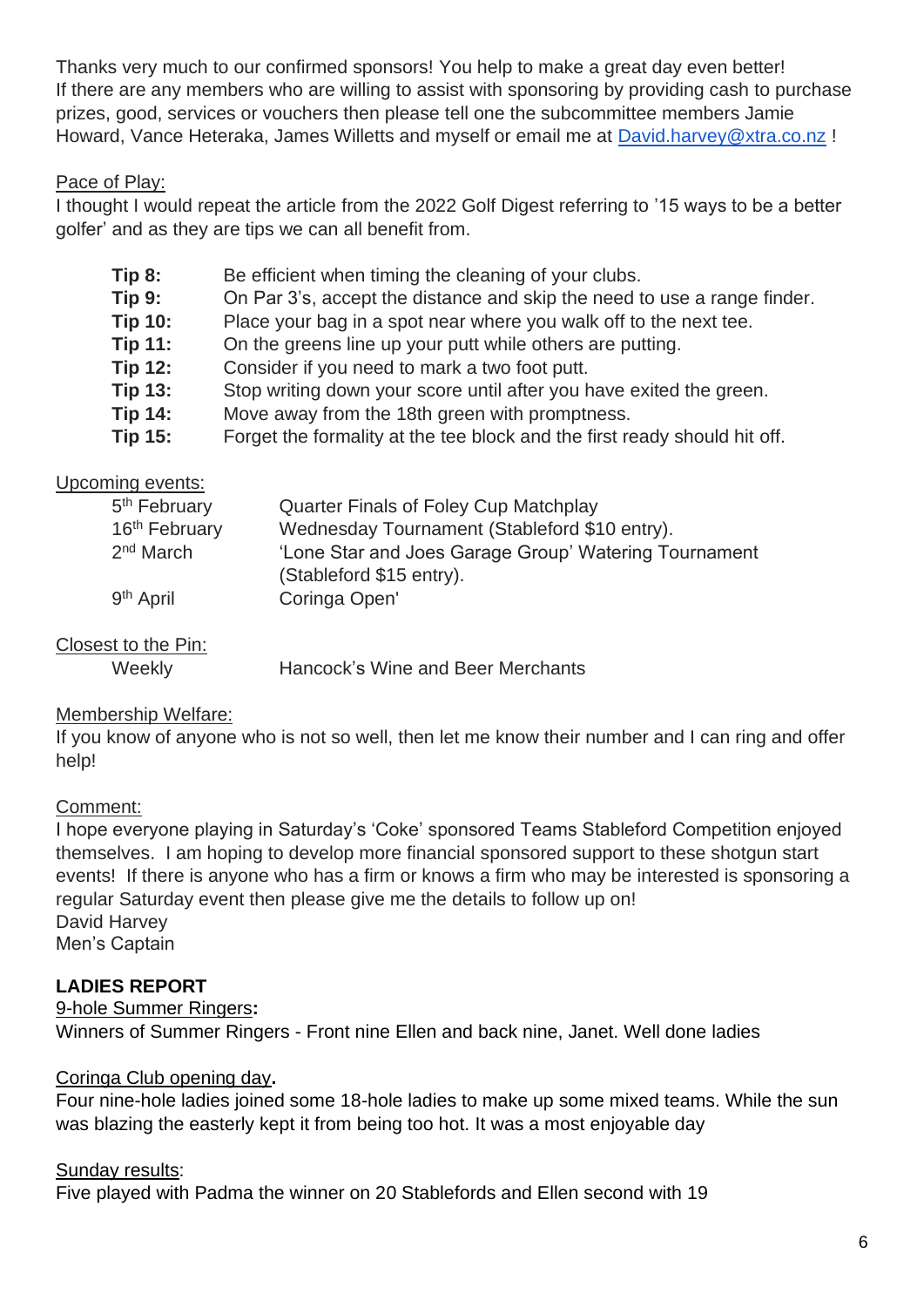Thanks very much to our confirmed sponsors! You help to make a great day even better! If there are any members who are willing to assist with sponsoring by providing cash to purchase prizes, good, services or vouchers then please tell one the subcommittee members Jamie Howard, Vance Heteraka, James Willetts and myself or email me at David.harvey@xtra.co.nz !

Pace of Play:

I thought I would repeat the article from the 2022 Golf Digest referring to '15 ways to be a better golfer' and as they are tips we can all benefit from.

| | |
|---|---|
| **Tip 8:** | Be efficient when timing the cleaning of your clubs. |
| **Tip 9:** | On Par 3's, accept the distance and skip the need to use a range finder. |
| **Tip 10:** | Place your bag in a spot near where you walk off to the next tee. |
| **Tip 11:** | On the greens line up your putt while others are putting. |
| **Tip 12:** | Consider if you need to mark a two foot putt. |
| **Tip 13:** | Stop writing down your score until after you have exited the green. |
| **Tip 14:** | Move away from the 18th green with promptness. |
| **Tip 15:** | Forget the formality at the tee block and the first ready should hit off. |

Upcoming events:

| | |
|---|---|
| 5th February | Quarter Finals of Foley Cup Matchplay |
| 16th February | Wednesday Tournament (Stableford $10 entry). |
| 2nd March | 'Lone Star and Joes Garage Group' Watering Tournament (Stableford $15 entry). |
| 9th April | Coringa Open' |

Closest to the Pin:

| | |
|---|---|
| Weekly | Hancock's Wine and Beer Merchants |

Membership Welfare:

If you know of anyone who is not so well, then let me know their number and I can ring and offer help!

Comment:

I hope everyone playing in Saturday's 'Coke' sponsored Teams Stableford Competition enjoyed themselves. I am hoping to develop more financial sponsored support to these shotgun start events! If there is anyone who has a firm or knows a firm who may be interested is sponsoring a regular Saturday event then please give me the details to follow up on!

David Harvey
Men's Captain

**LADIES REPORT**

9-hole Summer Ringers**:**

Winners of Summer Ringers - Front nine Ellen and back nine, Janet. Well done ladies

Coringa Club opening day**.**

Four nine-hole ladies joined some 18-hole ladies to make up some mixed teams. While the sun was blazing the easterly kept it from being too hot. It was a most enjoyable day

Sunday results:

Five played with Padma the winner on 20 Stablefords and Ellen second with 19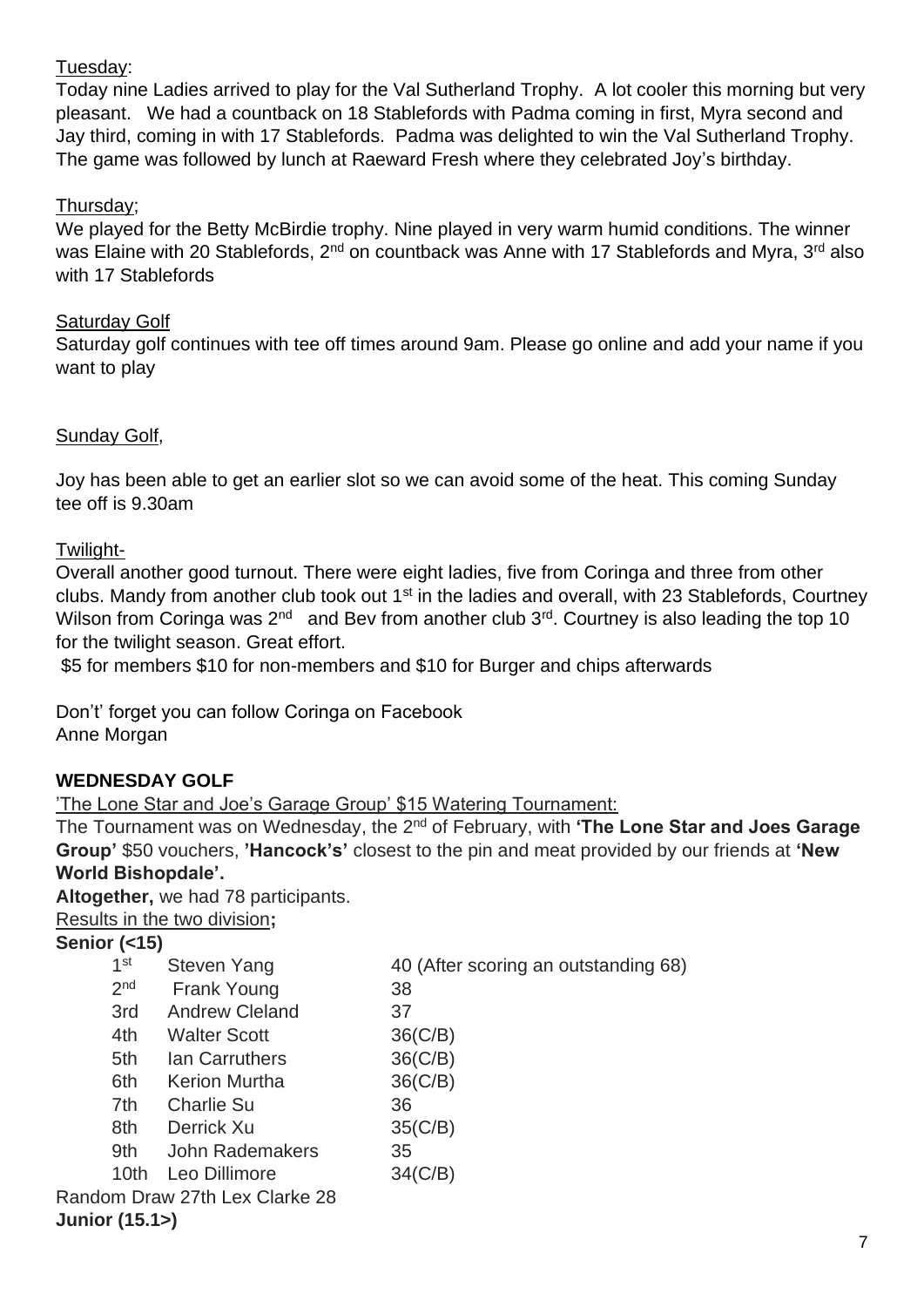Tuesday:

Today nine Ladies arrived to play for the Val Sutherland Trophy. A lot cooler this morning but very pleasant. We had a countback on 18 Stablefords with Padma coming in first, Myra second and Jay third, coming in with 17 Stablefords. Padma was delighted to win the Val Sutherland Trophy. The game was followed by lunch at Raeward Fresh where they celebrated Joy's birthday.

Thursday;

We played for the Betty McBirdie trophy. Nine played in very warm humid conditions. The winner was Elaine with 20 Stablefords, 2nd on countback was Anne with 17 Stablefords and Myra, 3rd also with 17 Stablefords

Saturday Golf

Saturday golf continues with tee off times around 9am. Please go online and add your name if you want to play

Sunday Golf,

Joy has been able to get an earlier slot so we can avoid some of the heat. This coming Sunday tee off is 9.30am

Twilight-

Overall another good turnout. There were eight ladies, five from Coringa and three from other clubs. Mandy from another club took out 1st in the ladies and overall, with 23 Stablefords, Courtney Wilson from Coringa was 2nd and Bev from another club 3rd. Courtney is also leading the top 10 for the twilight season. Great effort.

$5 for members $10 for non-members and $10 for Burger and chips afterwards

Don't' forget you can follow Coringa on Facebook
Anne Morgan

**WEDNESDAY GOLF**

'The Lone Star and Joe's Garage Group' $15 Watering Tournament:

The Tournament was on Wednesday, the 2nd of February, with **'The Lone Star and Joes Garage Group'** $50 vouchers, **'Hancock's'** closest to the pin and meat provided by our friends at **'New World Bishopdale'.**

**Altogether,** we had 78 participants.

Results in the two division**;**

**Senior (<15)**

| | | |
|---|---|---|
| 1st | Steven Yang | 40 (After scoring an outstanding 68) |
| 2nd | Frank Young | 38 |
| 3rd | Andrew Cleland | 37 |
| 4th | Walter Scott | 36(C/B) |
| 5th | Ian Carruthers | 36(C/B) |
| 6th | Kerion Murtha | 36(C/B) |
| 7th | Charlie Su | 36 |
| 8th | Derrick Xu | 35(C/B) |
| 9th | John Rademakers | 35 |
| 10th | Leo Dillimore | 34(C/B) |

Random Draw 27th Lex Clarke 28

**Junior (15.1>)**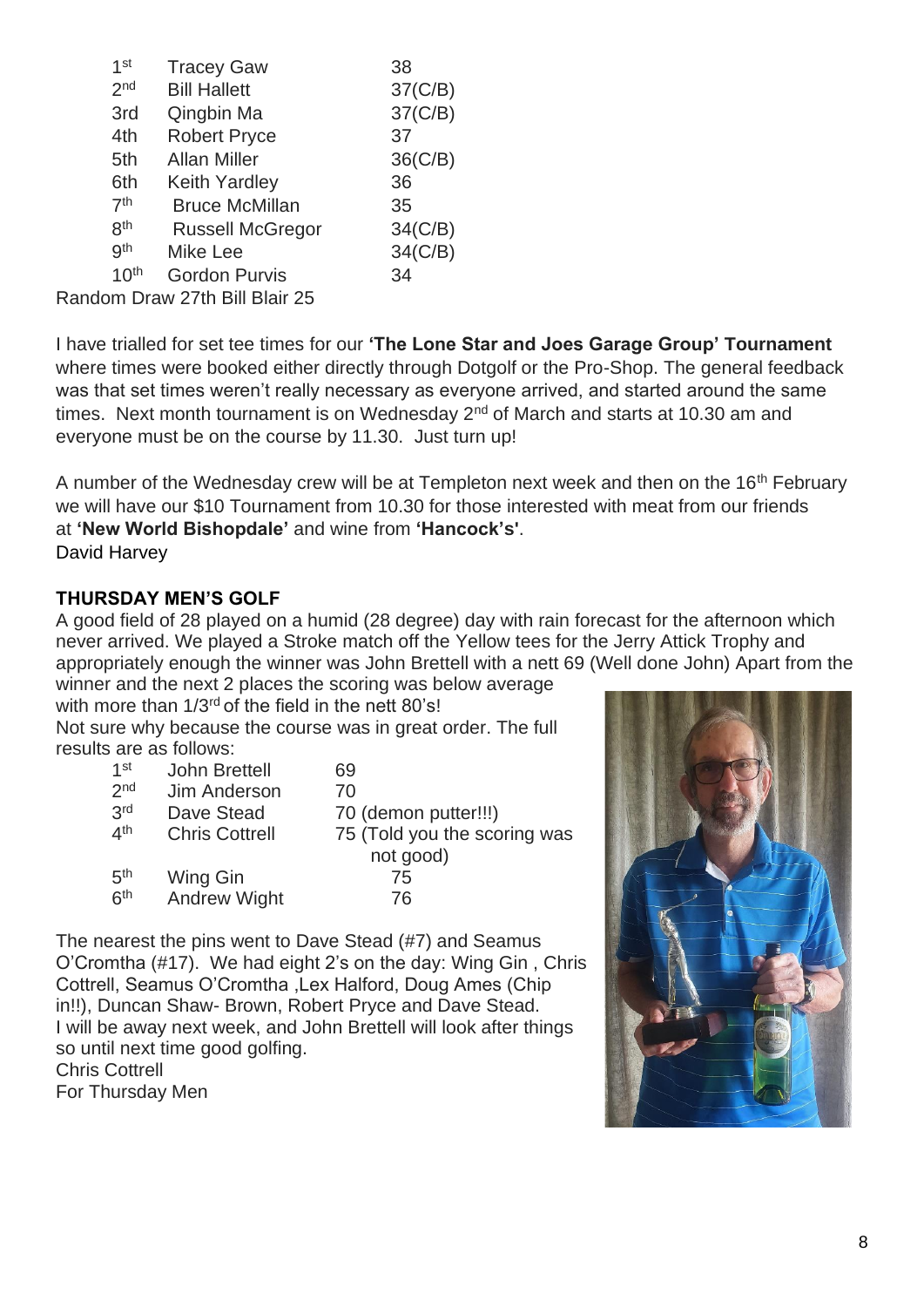| | | |
|---|---|---|
| 1st | Tracey Gaw | 38 |
| 2nd | Bill Hallett | 37(C/B) |
| 3rd | Qingbin Ma | 37(C/B) |
| 4th | Robert Pryce | 37 |
| 5th | Allan Miller | 36(C/B) |
| 6th | Keith Yardley | 36 |
| 7th | Bruce McMillan | 35 |
| 8th | Russell McGregor | 34(C/B) |
| 9th | Mike Lee | 34(C/B) |
| 10th | Gordon Purvis | 34 |

Random Draw 27th Bill Blair 25

I have trialled for set tee times for our **'The Lone Star and Joes Garage Group' Tournament** where times were booked either directly through Dotgolf or the Pro-Shop. The general feedback was that set times weren't really necessary as everyone arrived, and started around the same times. Next month tournament is on Wednesday 2nd of March and starts at 10.30 am and everyone must be on the course by 11.30. Just turn up!

A number of the Wednesday crew will be at Templeton next week and then on the 16th February we will have our $10 Tournament from 10.30 for those interested with meat from our friends at **'New World Bishopdale'** and wine from **'Hancock's'**.
David Harvey

### THURSDAY MEN'S GOLF

A good field of 28 played on a humid (28 degree) day with rain forecast for the afternoon which never arrived. We played a Stroke match off the Yellow tees for the Jerry Attick Trophy and appropriately enough the winner was John Brettell with a nett 69 (Well done John) Apart from the winner and the next 2 places the scoring was below average with more than 1/3rd of the field in the nett 80's!
Not sure why because the course was in great order. The full results are as follows:

| | | |
|---|---|---|
| 1st | John Brettell | 69 |
| 2nd | Jim Anderson | 70 |
| 3rd | Dave Stead | 70 (demon putter!!!) |
| 4th | Chris Cottrell | 75 (Told you the scoring was not good) |
| 5th | Wing Gin | 75 |
| 6th | Andrew Wight | 76 |

The nearest the pins went to Dave Stead (#7) and Seamus O'Cromtha (#17). We had eight 2's on the day: Wing Gin , Chris Cottrell, Seamus O'Cromtha ,Lex Halford, Doug Ames (Chip in!!), Duncan Shaw- Brown, Robert Pryce and Dave Stead.
I will be away next week, and John Brettell will look after things so until next time good golfing.
Chris Cottrell
For Thursday Men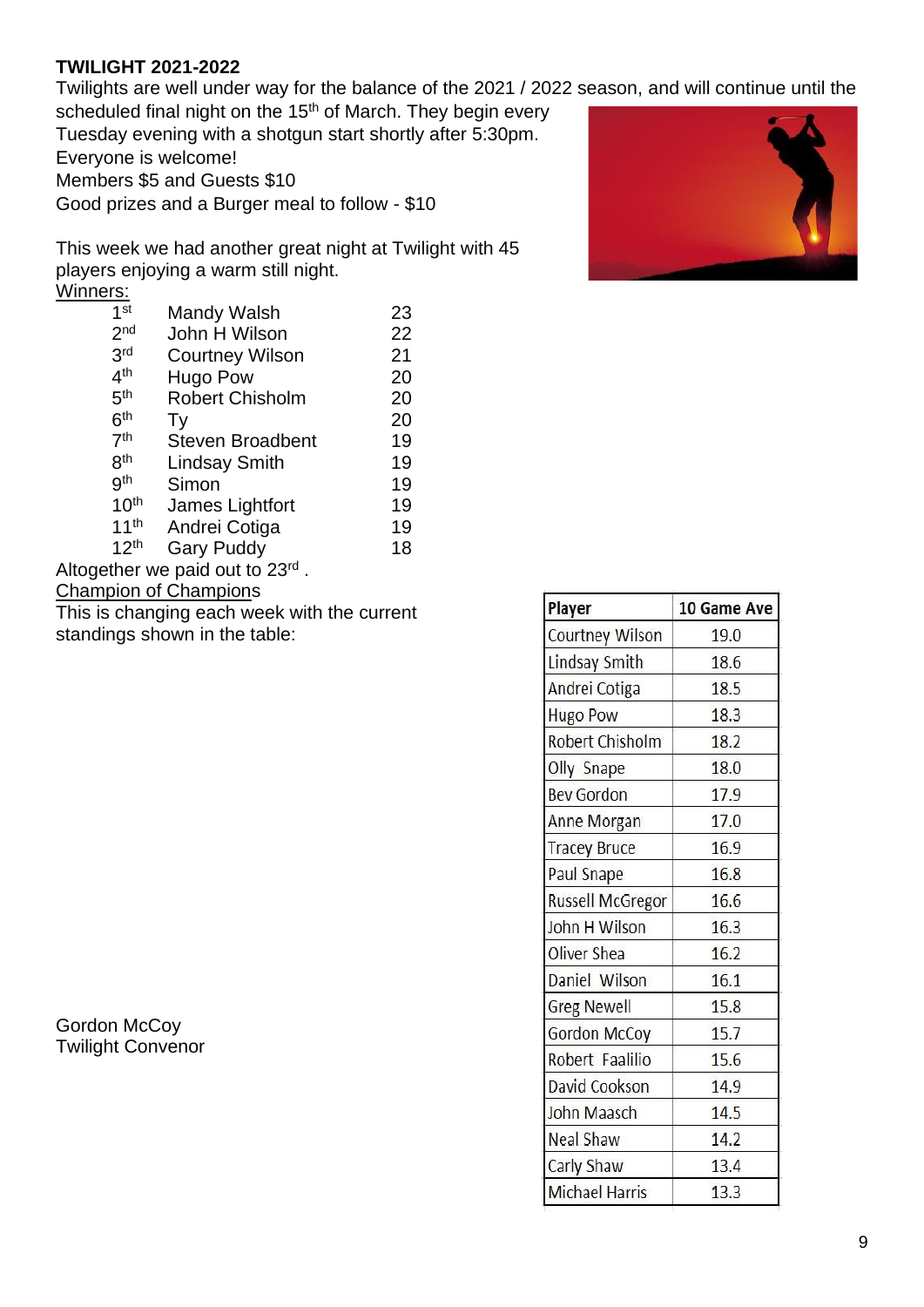**TWILIGHT 2021-2022**

Twilights are well under way for the balance of the 2021 / 2022 season, and will continue until the scheduled final night on the 15th of March. They begin every Tuesday evening with a shotgun start shortly after 5:30pm.

Everyone is welcome!

Members $5 and Guests $10

Good prizes and a Burger meal to follow - $10

This week we had another great night at Twilight with 45 players enjoying a warm still night.

Winners:

| | | |
|---|---|---|
| 1st | Mandy Walsh | 23 |
| 2nd | John H Wilson | 22 |
| 3rd | Courtney Wilson | 21 |
| 4th | Hugo Pow | 20 |
| 5th | Robert Chisholm | 20 |
| 6th | Ty | 20 |
| 7th | Steven Broadbent | 19 |
| 8th | Lindsay Smith | 19 |
| 9th | Simon | 19 |
| 10th | James Lightfort | 19 |
| 11th | Andrei Cotiga | 19 |
| 12th | Gary Puddy | 18 |

Altogether we paid out to 23rd .

Champion of Champions

This is changing each week with the current standings shown in the table:

| Player | 10 Game Ave |
|---|---|
| Courtney Wilson | 19.0 |
| Lindsay Smith | 18.6 |
| Andrei Cotiga | 18.5 |
| Hugo Pow | 18.3 |
| Robert Chisholm | 18.2 |
| Olly Snape | 18.0 |
| Bev Gordon | 17.9 |
| Anne Morgan | 17.0 |
| Tracey Bruce | 16.9 |
| Paul Snape | 16.8 |
| Russell McGregor | 16.6 |
| John H Wilson | 16.3 |
| Oliver Shea | 16.2 |
| Daniel Wilson | 16.1 |
| Greg Newell | 15.8 |
| Gordon McCoy | 15.7 |
| Robert Faalilio | 15.6 |
| David Cookson | 14.9 |
| John Maasch | 14.5 |
| Neal Shaw | 14.2 |
| Carly Shaw | 13.4 |
| Michael Harris | 13.3 |

Gordon McCoy
Twilight Convenor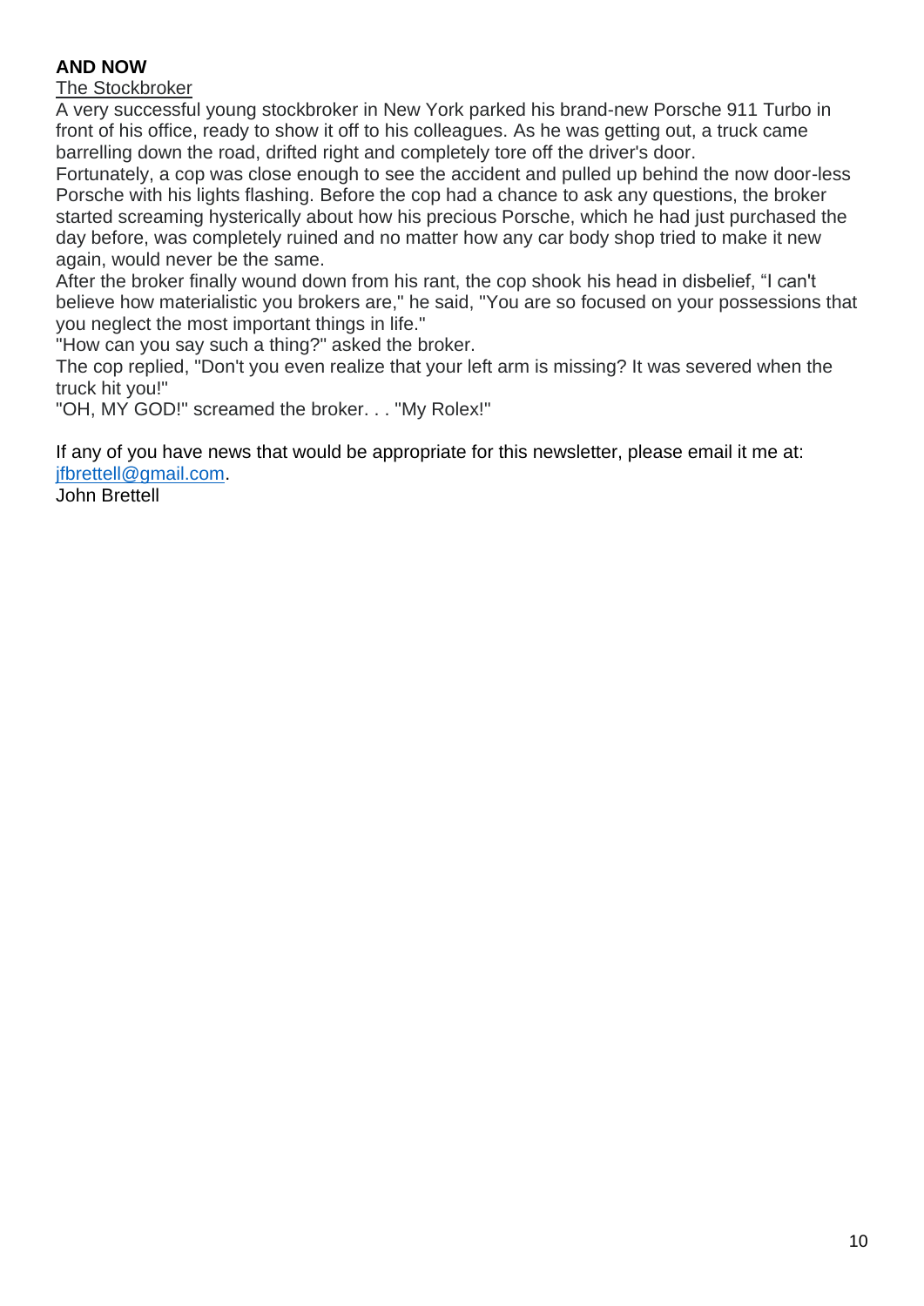**AND NOW**

The Stockbroker

A very successful young stockbroker in New York parked his brand-new Porsche 911 Turbo in front of his office, ready to show it off to his colleagues. As he was getting out, a truck came barrelling down the road, drifted right and completely tore off the driver's door.

Fortunately, a cop was close enough to see the accident and pulled up behind the now door-less Porsche with his lights flashing. Before the cop had a chance to ask any questions, the broker started screaming hysterically about how his precious Porsche, which he had just purchased the day before, was completely ruined and no matter how any car body shop tried to make it new again, would never be the same.

After the broker finally wound down from his rant, the cop shook his head in disbelief, "I can't believe how materialistic you brokers are," he said, "You are so focused on your possessions that you neglect the most important things in life."

"How can you say such a thing?" asked the broker.

The cop replied, "Don't you even realize that your left arm is missing? It was severed when the truck hit you!"

"OH, MY GOD!" screamed the broker. . . "My Rolex!"

If any of you have news that would be appropriate for this newsletter, please email it me at: jfbrettell@gmail.com.

John Brettell